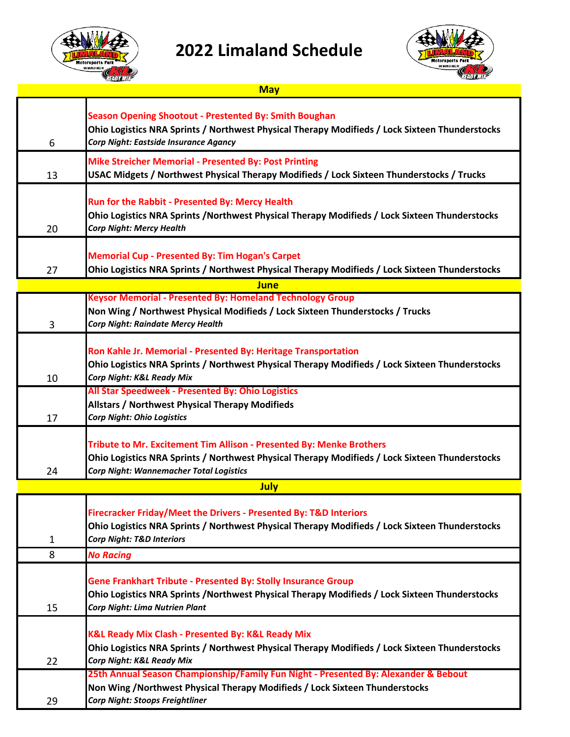# 2022 Limaland Schedule

| Date | Event |
|---|---|
| **May** | |
| 6 | **Season Opening Shootout - Presented By: Smith Boughan**<br>**Ohio Logistics NRA Sprints / Northwest Physical Therapy Modifieds / Lock Sixteen Thunderstocks**<br>***Corp Night: Eastside Insurance Agancy*** |
| 13 | **Mike Streicher Memorial - Presented By: Post Printing**<br>**USAC Midgets / Northwest Physical Therapy Modifieds / Lock Sixteen Thunderstocks / Trucks** |
| 20 | **Run for the Rabbit - Presented By: Mercy Health**<br>**Ohio Logistics NRA Sprints /Northwest Physical Therapy Modifieds / Lock Sixteen Thunderstocks**<br>***Corp Night: Mercy Health*** |
| 27 | **Memorial Cup - Presented By: Tim Hogan's Carpet**<br>**Ohio Logistics NRA Sprints / Northwest Physical Therapy Modifieds / Lock Sixteen Thunderstocks** |
| **June** | |
| 3 | **Keysor Memorial - Presented By: Homeland Technology Group**<br>**Non Wing / Northwest Physical Modifieds / Lock Sixteen Thunderstocks / Trucks**<br>***Corp Night: Raindate Mercy Health*** |
| 10 | **Ron Kahle Jr. Memorial - Presented By: Heritage Transportation**<br>**Ohio Logistics NRA Sprints / Northwest Physical Therapy Modifieds / Lock Sixteen Thunderstocks**<br>***Corp Night: K&L Ready Mix*** |
| 17 | **All Star Speedweek - Presented By: Ohio Logistics**<br>**Allstars / Northwest Physical Therapy Modifieds**<br>***Corp Night: Ohio Logistics*** |
| 24 | **Tribute to Mr. Excitement Tim Allison - Presented By: Menke Brothers**<br>**Ohio Logistics NRA Sprints / Northwest Physical Therapy Modifieds / Lock Sixteen Thunderstocks**<br>***Corp Night: Wannemacher Total Logistics*** |
| **July** | |
| 1 | **Firecracker Friday/Meet the Drivers - Presented By: T&D Interiors**<br>**Ohio Logistics NRA Sprints / Northwest Physical Therapy Modifieds / Lock Sixteen Thunderstocks**<br>***Corp Night: T&D Interiors*** |
| 8 | ***No Racing*** |
| 15 | **Gene Frankhart Tribute - Presented By: Stolly Insurance Group**<br>**Ohio Logistics NRA Sprints /Northwest Physical Therapy Modifieds / Lock Sixteen Thunderstocks**<br>***Corp Night: Lima Nutrien Plant*** |
| 22 | **K&L Ready Mix Clash - Presented By: K&L Ready Mix**<br>**Ohio Logistics NRA Sprints / Northwest Physical Therapy Modifieds / Lock Sixteen Thunderstocks**<br>***Corp Night: K&L Ready Mix*** |
| 29 | **25th Annual Season Championship/Family Fun Night - Presented By: Alexander & Bebout**<br>**Non Wing /Northwest Physical Therapy Modifieds / Lock Sixteen Thunderstocks**<br>***Corp Night: Stoops Freightliner*** |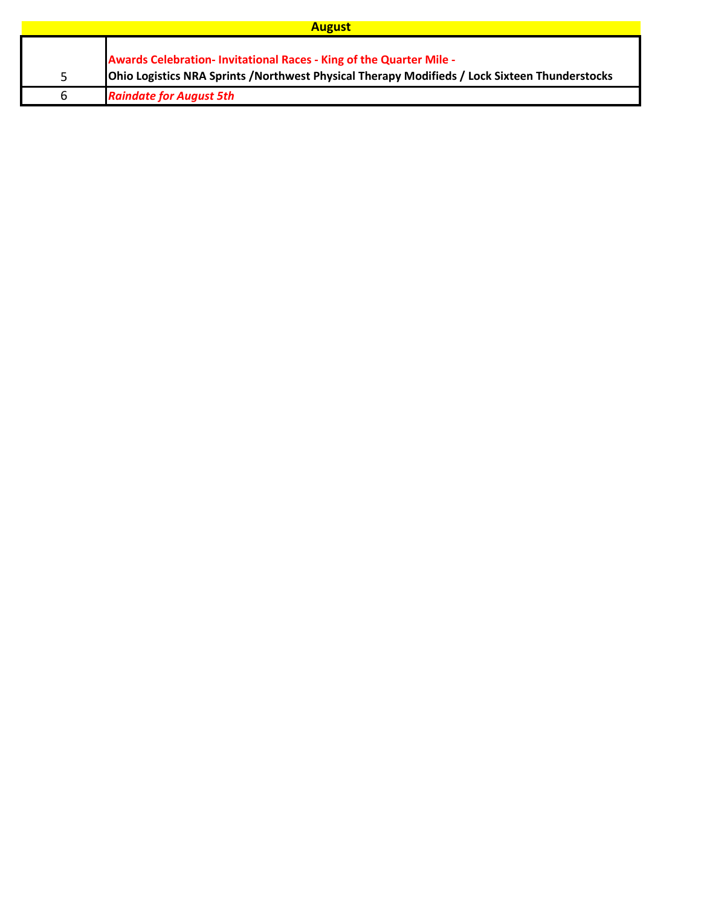| August | |
| --- | --- |
| 5 | **Awards Celebration- Invitational Races - King of the Quarter Mile -** **Ohio Logistics NRA Sprints /Northwest Physical Therapy Modifieds / Lock Sixteen Thunderstocks** |
| 6 | ***Raindate for August 5th*** |